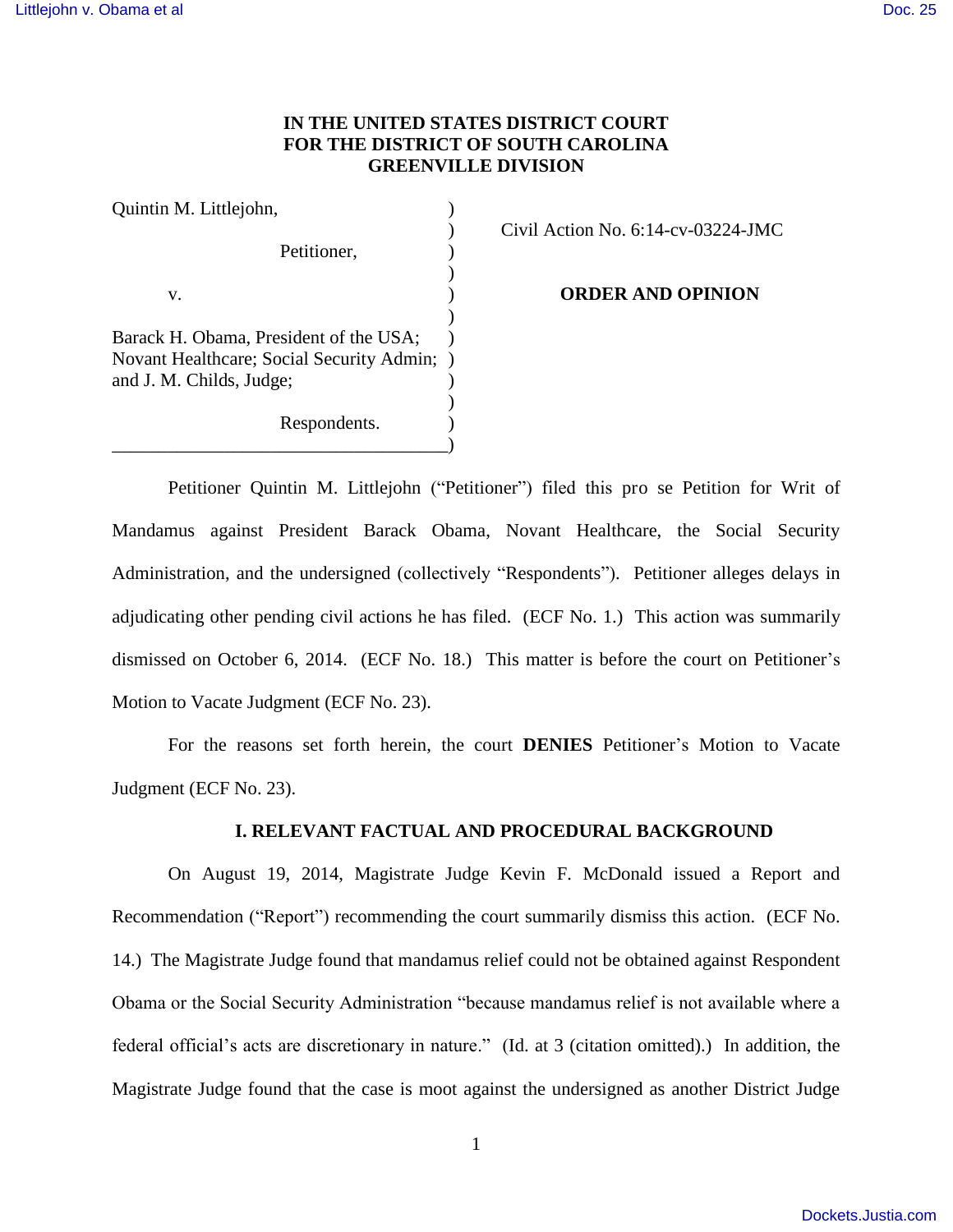**IN THE UNITED STATES DISTRICT COURT**
**FOR THE DISTRICT OF SOUTH CAROLINA**
**GREENVILLE DIVISION**

| | |
|---|---|
| Quintin M. Littlejohn,<br><br>Petitioner,<br><br>v.<br><br>Barack H. Obama, President of the USA; Novant Healthcare; Social Security Admin; and J. M. Childs, Judge;<br><br>Respondents. | Civil Action No. 6:14-cv-03224-JMC<br><br>**ORDER AND OPINION** |

Petitioner Quintin M. Littlejohn ("Petitioner") filed this pro se Petition for Writ of Mandamus against President Barack Obama, Novant Healthcare, the Social Security Administration, and the undersigned (collectively "Respondents"). Petitioner alleges delays in adjudicating other pending civil actions he has filed. (ECF No. 1.) This action was summarily dismissed on October 6, 2014. (ECF No. 18.) This matter is before the court on Petitioner's Motion to Vacate Judgment (ECF No. 23).

For the reasons set forth herein, the court **DENIES** Petitioner's Motion to Vacate Judgment (ECF No. 23).

**I. RELEVANT FACTUAL AND PROCEDURAL BACKGROUND**

On August 19, 2014, Magistrate Judge Kevin F. McDonald issued a Report and Recommendation ("Report") recommending the court summarily dismiss this action. (ECF No. 14.) The Magistrate Judge found that mandamus relief could not be obtained against Respondent Obama or the Social Security Administration "because mandamus relief is not available where a federal official's acts are discretionary in nature." (Id. at 3 (citation omitted).) In addition, the Magistrate Judge found that the case is moot against the undersigned as another District Judge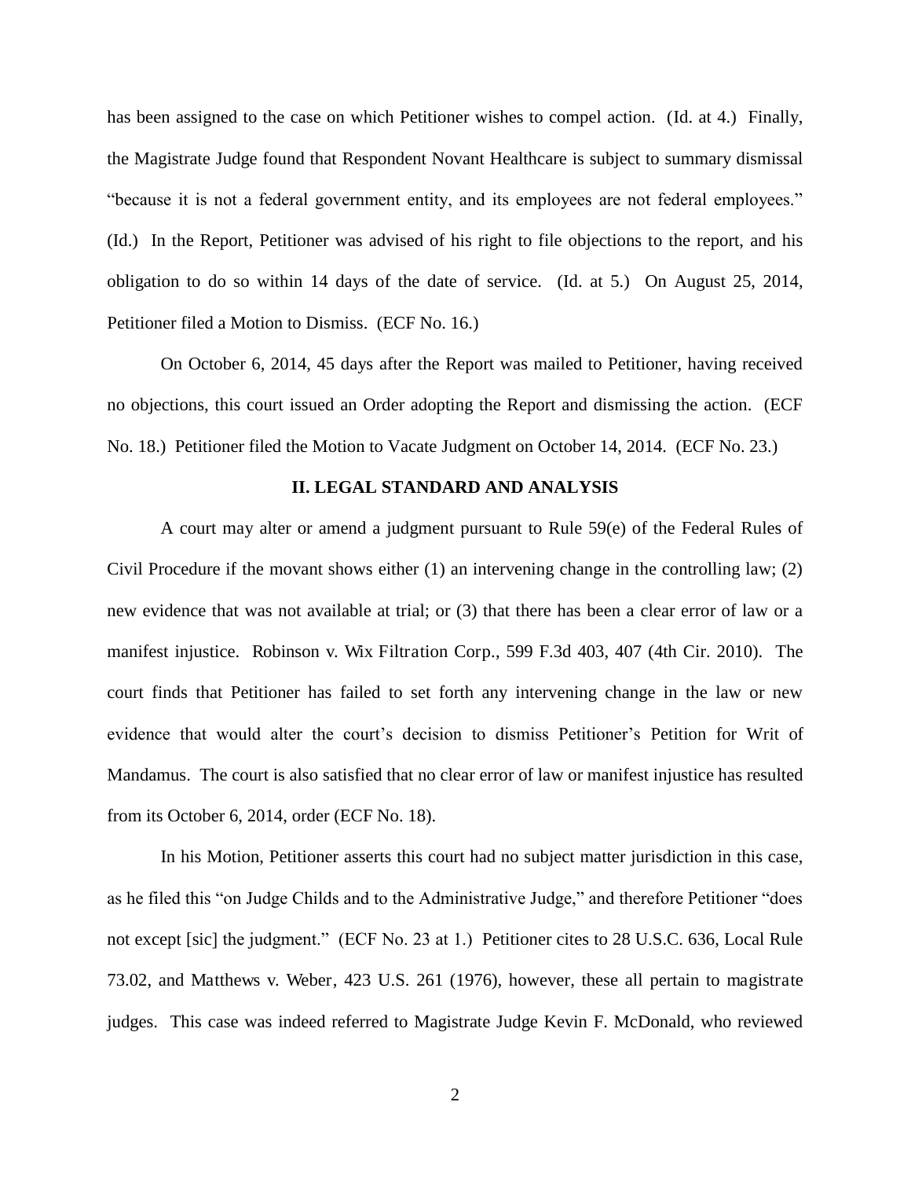has been assigned to the case on which Petitioner wishes to compel action. (Id. at 4.) Finally, the Magistrate Judge found that Respondent Novant Healthcare is subject to summary dismissal "because it is not a federal government entity, and its employees are not federal employees." (Id.) In the Report, Petitioner was advised of his right to file objections to the report, and his obligation to do so within 14 days of the date of service. (Id. at 5.) On August 25, 2014, Petitioner filed a Motion to Dismiss. (ECF No. 16.)

On October 6, 2014, 45 days after the Report was mailed to Petitioner, having received no objections, this court issued an Order adopting the Report and dismissing the action. (ECF No. 18.) Petitioner filed the Motion to Vacate Judgment on October 14, 2014. (ECF No. 23.)

## II. LEGAL STANDARD AND ANALYSIS

A court may alter or amend a judgment pursuant to Rule 59(e) of the Federal Rules of Civil Procedure if the movant shows either (1) an intervening change in the controlling law; (2) new evidence that was not available at trial; or (3) that there has been a clear error of law or a manifest injustice. *Robinson v. Wix Filtration Corp.*, 599 F.3d 403, 407 (4th Cir. 2010). The court finds that Petitioner has failed to set forth any intervening change in the law or new evidence that would alter the court's decision to dismiss Petitioner's Petition for Writ of Mandamus. The court is also satisfied that no clear error of law or manifest injustice has resulted from its October 6, 2014, order (ECF No. 18).

In his Motion, Petitioner asserts this court had no subject matter jurisdiction in this case, as he filed this "on Judge Childs and to the Administrative Judge," and therefore Petitioner "does not except [sic] the judgment." (ECF No. 23 at 1.) Petitioner cites to 28 U.S.C. 636, Local Rule 73.02, and *Matthews v. Weber*, 423 U.S. 261 (1976), however, these all pertain to magistrate judges. This case was indeed referred to Magistrate Judge Kevin F. McDonald, who reviewed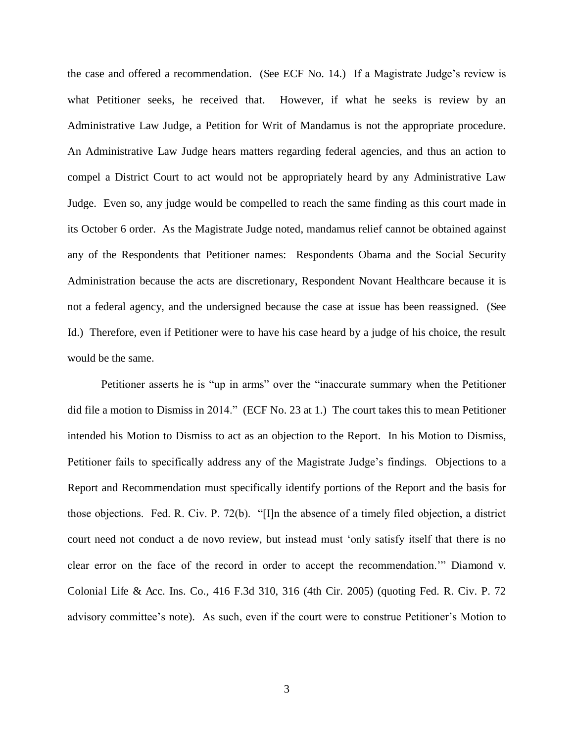the case and offered a recommendation. (See ECF No. 14.) If a Magistrate Judge's review is what Petitioner seeks, he received that. However, if what he seeks is review by an Administrative Law Judge, a Petition for Writ of Mandamus is not the appropriate procedure. An Administrative Law Judge hears matters regarding federal agencies, and thus an action to compel a District Court to act would not be appropriately heard by any Administrative Law Judge. Even so, any judge would be compelled to reach the same finding as this court made in its October 6 order. As the Magistrate Judge noted, mandamus relief cannot be obtained against any of the Respondents that Petitioner names: Respondents Obama and the Social Security Administration because the acts are discretionary, Respondent Novant Healthcare because it is not a federal agency, and the undersigned because the case at issue has been reassigned. (See Id.) Therefore, even if Petitioner were to have his case heard by a judge of his choice, the result would be the same.

Petitioner asserts he is "up in arms" over the "inaccurate summary when the Petitioner did file a motion to Dismiss in 2014." (ECF No. 23 at 1.) The court takes this to mean Petitioner intended his Motion to Dismiss to act as an objection to the Report. In his Motion to Dismiss, Petitioner fails to specifically address any of the Magistrate Judge's findings. Objections to a Report and Recommendation must specifically identify portions of the Report and the basis for those objections. Fed. R. Civ. P. 72(b). "[I]n the absence of a timely filed objection, a district court need not conduct a de novo review, but instead must 'only satisfy itself that there is no clear error on the face of the record in order to accept the recommendation.'" Diamond v. Colonial Life & Acc. Ins. Co., 416 F.3d 310, 316 (4th Cir. 2005) (quoting Fed. R. Civ. P. 72 advisory committee's note). As such, even if the court were to construe Petitioner's Motion to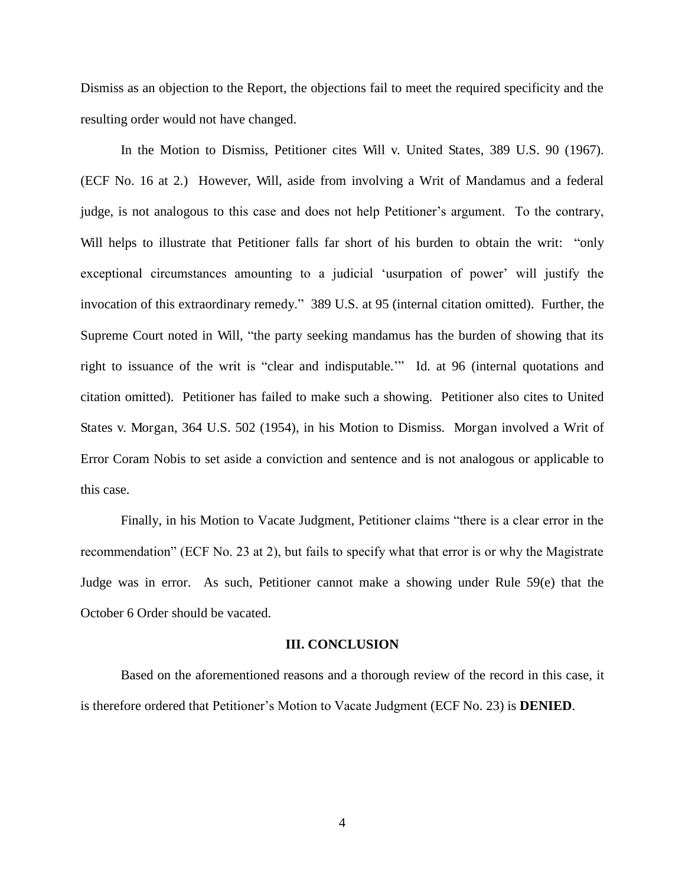Dismiss as an objection to the Report, the objections fail to meet the required specificity and the resulting order would not have changed.

In the Motion to Dismiss, Petitioner cites Will v. United States, 389 U.S. 90 (1967). (ECF No. 16 at 2.) However, Will, aside from involving a Writ of Mandamus and a federal judge, is not analogous to this case and does not help Petitioner's argument. To the contrary, Will helps to illustrate that Petitioner falls far short of his burden to obtain the writ: "only exceptional circumstances amounting to a judicial 'usurpation of power' will justify the invocation of this extraordinary remedy." 389 U.S. at 95 (internal citation omitted). Further, the Supreme Court noted in Will, "the party seeking mandamus has the burden of showing that its right to issuance of the writ is "clear and indisputable.'" Id. at 96 (internal quotations and citation omitted). Petitioner has failed to make such a showing. Petitioner also cites to United States v. Morgan, 364 U.S. 502 (1954), in his Motion to Dismiss. Morgan involved a Writ of Error Coram Nobis to set aside a conviction and sentence and is not analogous or applicable to this case.

Finally, in his Motion to Vacate Judgment, Petitioner claims "there is a clear error in the recommendation" (ECF No. 23 at 2), but fails to specify what that error is or why the Magistrate Judge was in error. As such, Petitioner cannot make a showing under Rule 59(e) that the October 6 Order should be vacated.

## III. CONCLUSION

Based on the aforementioned reasons and a thorough review of the record in this case, it is therefore ordered that Petitioner's Motion to Vacate Judgment (ECF No. 23) is **DENIED**.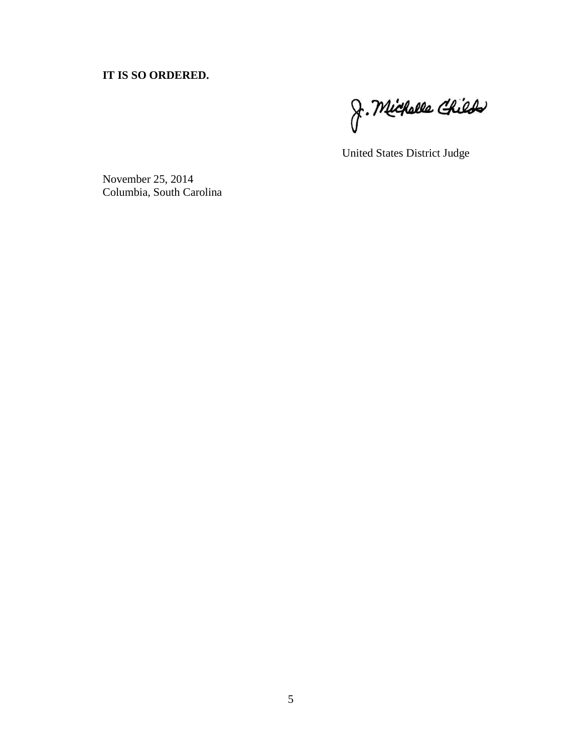**IT IS SO ORDERED.**

J. Michelle Childs

United States District Judge

November 25, 2014
Columbia, South Carolina